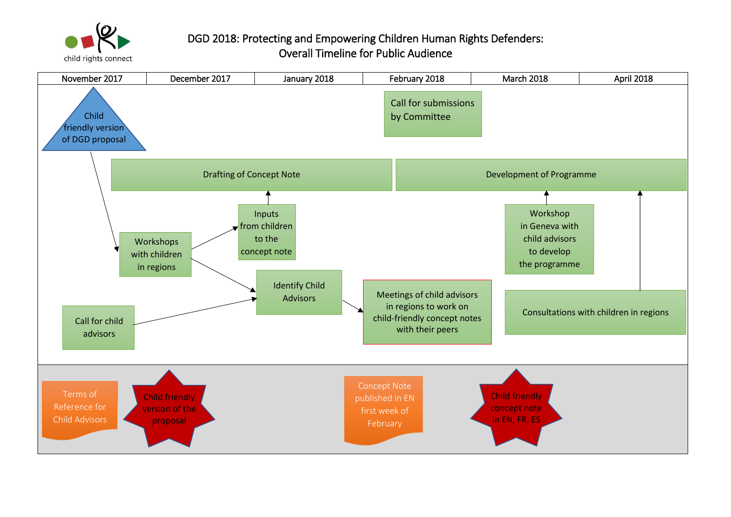child rights connect

# DGD 2018: Protecting and Empowering Children Human Rights Defenders: Overall Timeline for Public Audience

| November 2017 | December 2017 | January 2018 | February 2018 | March 2018 | April 2018 |
|---|---|---|---|---|---|

Child friendly version of DGD proposal

Call for submissions by Committee

Drafting of Concept Note

Development of Programme

Workshops with children in regions

Inputs from children to the concept note

Identify Child Advisors

Workshop in Geneva with child advisors to develop the programme

Call for child advisors

Meetings of child advisors in regions to work on child-friendly concept notes with their peers

Consultations with children in regions

Terms of Reference for Child Advisors

Child friendly version of the proposal

Concept Note published in EN first week of February

Child friendly concept note in EN, FR, ES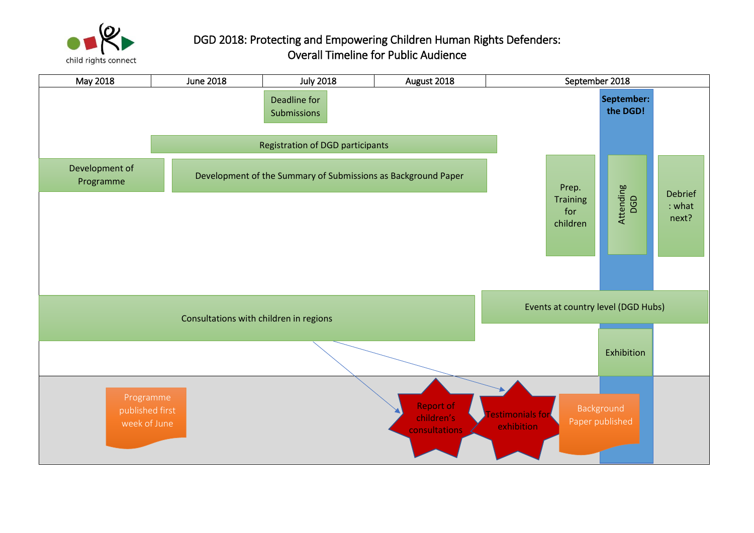child rights connect

# DGD 2018: Protecting and Empowering Children Human Rights Defenders: Overall Timeline for Public Audience

May 2018

June 2018

July 2018

August 2018

September 2018

Deadline for Submissions

September: the DGD!

Registration of DGD participants

Development of Programme

Development of the Summary of Submissions as Background Paper

Prep. Training for children

Attending DGD

Debrief: what next?

Consultations with children in regions

Events at country level (DGD Hubs)

Exhibition

Programme published first week of June

Report of children's consultations

Testimonials for exhibition

Background Paper published